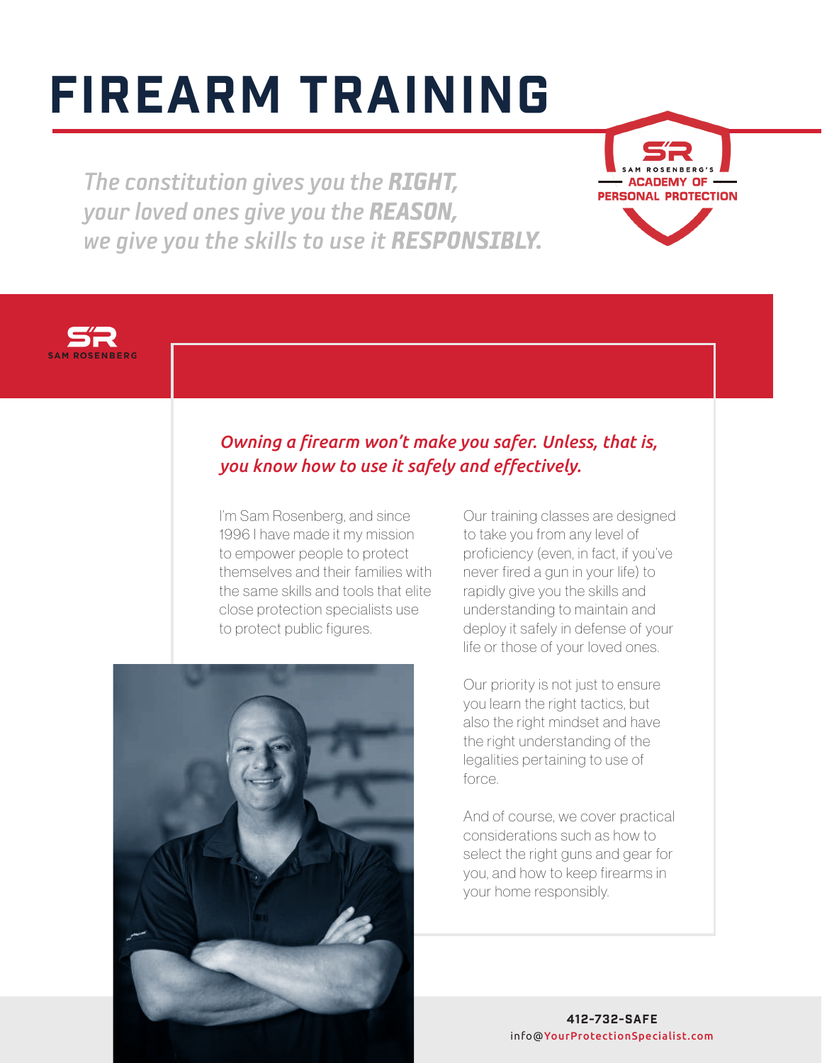# FIREARM TRAINING

*The constitution gives you the* ***RIGHT,***
*your loved ones give you the* ***REASON,***
*we give you the skills to use it* ***RESPONSIBLY.***

SR SAM ROSENBERG'S ACADEMY OF PERSONAL PROTECTION

SR SAM ROSENBERG

*Owning a firearm won't make you safer. Unless, that is, you know how to use it safely and effectively.*

I'm Sam Rosenberg, and since 1996 I have made it my mission to empower people to protect themselves and their families with the same skills and tools that elite close protection specialists use to protect public figures.

Our training classes are designed to take you from any level of proficiency (even, in fact, if you've never fired a gun in your life) to rapidly give you the skills and understanding to maintain and deploy it safely in defense of your life or those of your loved ones.

Our priority is not just to ensure you learn the right tactics, but also the right mindset and have the right understanding of the legalities pertaining to use of force.

And of course, we cover practical considerations such as how to select the right guns and gear for you, and how to keep firearms in your home responsibly.

**412-732-SAFE**
info@YourProtectionSpecialist.com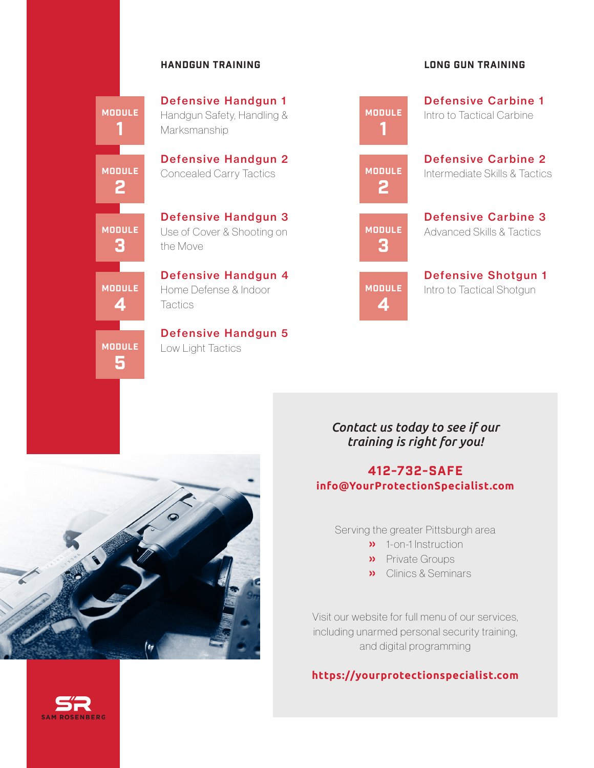## HANDGUN TRAINING

**MODULE 1**
### Defensive Handgun 1
Handgun Safety, Handling & Marksmanship

**MODULE 2**
### Defensive Handgun 2
Concealed Carry Tactics

**MODULE 3**
### Defensive Handgun 3
Use of Cover & Shooting on the Move

**MODULE 4**
### Defensive Handgun 4
Home Defense & Indoor Tactics

**MODULE 5**
### Defensive Handgun 5
Low Light Tactics

## LONG GUN TRAINING

**MODULE 1**
### Defensive Carbine 1
Intro to Tactical Carbine

**MODULE 2**
### Defensive Carbine 2
Intermediate Skills & Tactics

**MODULE 3**
### Defensive Carbine 3
Advanced Skills & Tactics

**MODULE 4**
### Defensive Shotgun 1
Intro to Tactical Shotgun

*Contact us today to see if our training is right for you!*

**412-732-SAFE**
**info@YourProtectionSpecialist.com**

Serving the greater Pittsburgh area

- 1-on-1 Instruction
- Private Groups
- Clinics & Seminars

Visit our website for full menu of our services, including unarmed personal security training, and digital programming

**https://yourprotectionspecialist.com**

SR
SAM ROSENBERG